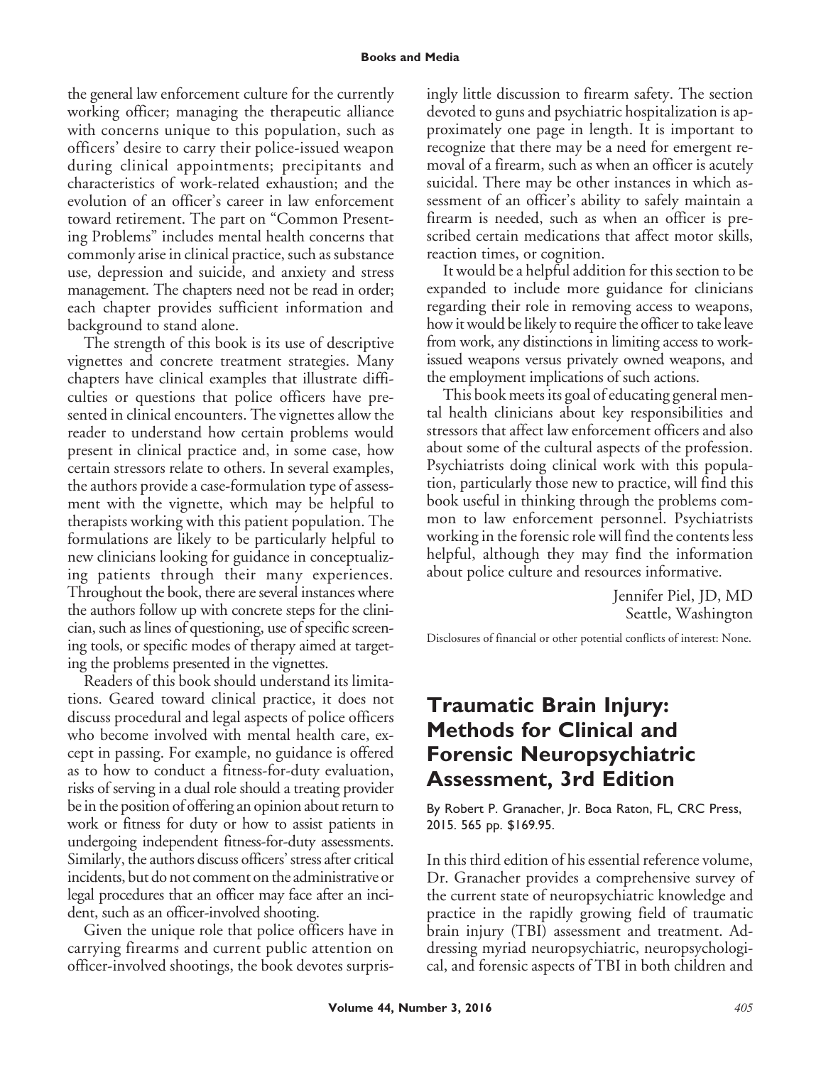the general law enforcement culture for the currently working officer; managing the therapeutic alliance with concerns unique to this population, such as officers' desire to carry their police-issued weapon during clinical appointments; precipitants and characteristics of work-related exhaustion; and the evolution of an officer's career in law enforcement toward retirement. The part on "Common Presenting Problems" includes mental health concerns that commonly arise in clinical practice, such as substance use, depression and suicide, and anxiety and stress management. The chapters need not be read in order; each chapter provides sufficient information and background to stand alone.

The strength of this book is its use of descriptive vignettes and concrete treatment strategies. Many chapters have clinical examples that illustrate difficulties or questions that police officers have presented in clinical encounters. The vignettes allow the reader to understand how certain problems would present in clinical practice and, in some case, how certain stressors relate to others. In several examples, the authors provide a case-formulation type of assessment with the vignette, which may be helpful to therapists working with this patient population. The formulations are likely to be particularly helpful to new clinicians looking for guidance in conceptualizing patients through their many experiences. Throughout the book, there are several instances where the authors follow up with concrete steps for the clinician, such as lines of questioning, use of specific screening tools, or specific modes of therapy aimed at targeting the problems presented in the vignettes.

Readers of this book should understand its limitations. Geared toward clinical practice, it does not discuss procedural and legal aspects of police officers who become involved with mental health care, except in passing. For example, no guidance is offered as to how to conduct a fitness-for-duty evaluation, risks of serving in a dual role should a treating provider be in the position of offering an opinion about return to work or fitness for duty or how to assist patients in undergoing independent fitness-for-duty assessments. Similarly, the authors discuss officers' stress after critical incidents, but do not comment on the administrative or legal procedures that an officer may face after an incident, such as an officer-involved shooting.

Given the unique role that police officers have in carrying firearms and current public attention on officer-involved shootings, the book devotes surprisingly little discussion to firearm safety. The section devoted to guns and psychiatric hospitalization is approximately one page in length. It is important to recognize that there may be a need for emergent removal of a firearm, such as when an officer is acutely suicidal. There may be other instances in which assessment of an officer's ability to safely maintain a firearm is needed, such as when an officer is prescribed certain medications that affect motor skills, reaction times, or cognition.

It would be a helpful addition for this section to be expanded to include more guidance for clinicians regarding their role in removing access to weapons, how it would be likely to require the officer to take leave from work, any distinctions in limiting access to work-issued weapons versus privately owned weapons, and the employment implications of such actions.

This book meets its goal of educating general mental health clinicians about key responsibilities and stressors that affect law enforcement officers and also about some of the cultural aspects of the profession. Psychiatrists doing clinical work with this population, particularly those new to practice, will find this book useful in thinking through the problems common to law enforcement personnel. Psychiatrists working in the forensic role will find the contents less helpful, although they may find the information about police culture and resources informative.

Jennifer Piel, JD, MD
Seattle, Washington

Disclosures of financial or other potential conflicts of interest: None.

# Traumatic Brain Injury: Methods for Clinical and Forensic Neuropsychiatric Assessment, 3rd Edition

By Robert P. Granacher, Jr. Boca Raton, FL, CRC Press, 2015. 565 pp. $169.95.

In this third edition of his essential reference volume, Dr. Granacher provides a comprehensive survey of the current state of neuropsychiatric knowledge and practice in the rapidly growing field of traumatic brain injury (TBI) assessment and treatment. Addressing myriad neuropsychiatric, neuropsychological, and forensic aspects of TBI in both children and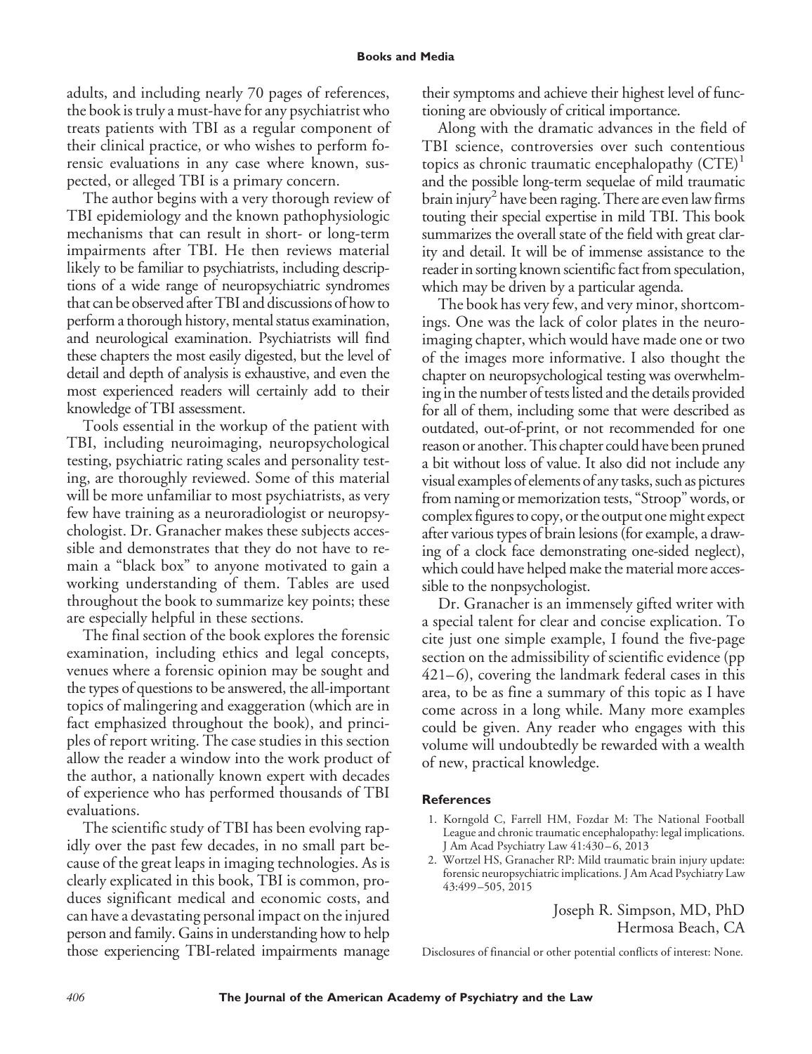adults, and including nearly 70 pages of references, the book is truly a must-have for any psychiatrist who treats patients with TBI as a regular component of their clinical practice, or who wishes to perform forensic evaluations in any case where known, suspected, or alleged TBI is a primary concern.

The author begins with a very thorough review of TBI epidemiology and the known pathophysiologic mechanisms that can result in short- or long-term impairments after TBI. He then reviews material likely to be familiar to psychiatrists, including descriptions of a wide range of neuropsychiatric syndromes that can be observed after TBI and discussions of how to perform a thorough history, mental status examination, and neurological examination. Psychiatrists will find these chapters the most easily digested, but the level of detail and depth of analysis is exhaustive, and even the most experienced readers will certainly add to their knowledge of TBI assessment.

Tools essential in the workup of the patient with TBI, including neuroimaging, neuropsychological testing, psychiatric rating scales and personality testing, are thoroughly reviewed. Some of this material will be more unfamiliar to most psychiatrists, as very few have training as a neuroradiologist or neuropsychologist. Dr. Granacher makes these subjects accessible and demonstrates that they do not have to remain a "black box" to anyone motivated to gain a working understanding of them. Tables are used throughout the book to summarize key points; these are especially helpful in these sections.

The final section of the book explores the forensic examination, including ethics and legal concepts, venues where a forensic opinion may be sought and the types of questions to be answered, the all-important topics of malingering and exaggeration (which are in fact emphasized throughout the book), and principles of report writing. The case studies in this section allow the reader a window into the work product of the author, a nationally known expert with decades of experience who has performed thousands of TBI evaluations.

The scientific study of TBI has been evolving rapidly over the past few decades, in no small part because of the great leaps in imaging technologies. As is clearly explicated in this book, TBI is common, produces significant medical and economic costs, and can have a devastating personal impact on the injured person and family. Gains in understanding how to help those experiencing TBI-related impairments manage their symptoms and achieve their highest level of functioning are obviously of critical importance.

Along with the dramatic advances in the field of TBI science, controversies over such contentious topics as chronic traumatic encephalopathy (CTE)[1] and the possible long-term sequelae of mild traumatic brain injury[2] have been raging. There are even law firms touting their special expertise in mild TBI. This book summarizes the overall state of the field with great clarity and detail. It will be of immense assistance to the reader in sorting known scientific fact from speculation, which may be driven by a particular agenda.

The book has very few, and very minor, shortcomings. One was the lack of color plates in the neuroimaging chapter, which would have made one or two of the images more informative. I also thought the chapter on neuropsychological testing was overwhelming in the number of tests listed and the details provided for all of them, including some that were described as outdated, out-of-print, or not recommended for one reason or another. This chapter could have been pruned a bit without loss of value. It also did not include any visual examples of elements of any tasks, such as pictures from naming or memorization tests, "Stroop" words, or complex figures to copy, or the output one might expect after various types of brain lesions (for example, a drawing of a clock face demonstrating one-sided neglect), which could have helped make the material more accessible to the nonpsychologist.

Dr. Granacher is an immensely gifted writer with a special talent for clear and concise explication. To cite just one simple example, I found the five-page section on the admissibility of scientific evidence (pp 421–6), covering the landmark federal cases in this area, to be as fine a summary of this topic as I have come across in a long while. Many more examples could be given. Any reader who engages with this volume will undoubtedly be rewarded with a wealth of new, practical knowledge.

### References

1. Korngold C, Farrell HM, Fozdar M: The National Football League and chronic traumatic encephalopathy: legal implications. J Am Acad Psychiatry Law 41:430–6, 2013
2. Wortzel HS, Granacher RP: Mild traumatic brain injury update: forensic neuropsychiatric implications. J Am Acad Psychiatry Law 43:499–505, 2015

Joseph R. Simpson, MD, PhD
Hermosa Beach, CA

Disclosures of financial or other potential conflicts of interest: None.